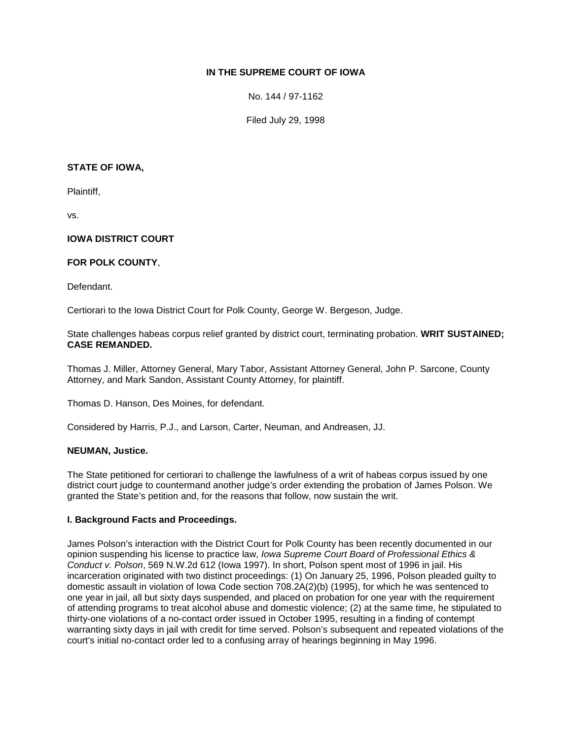**IN THE SUPREME COURT OF IOWA**

No. 144 / 97-1162

Filed July 29, 1998

**STATE OF IOWA,**

Plaintiff,

vs.

**IOWA DISTRICT COURT**

**FOR POLK COUNTY**,

Defendant.

Certiorari to the Iowa District Court for Polk County, George W. Bergeson, Judge.

State challenges habeas corpus relief granted by district court, terminating probation. **WRIT SUSTAINED; CASE REMANDED.**

Thomas J. Miller, Attorney General, Mary Tabor, Assistant Attorney General, John P. Sarcone, County Attorney, and Mark Sandon, Assistant County Attorney, for plaintiff.

Thomas D. Hanson, Des Moines, for defendant.

Considered by Harris, P.J., and Larson, Carter, Neuman, and Andreasen, JJ.

**NEUMAN, Justice.**

The State petitioned for certiorari to challenge the lawfulness of a writ of habeas corpus issued by one district court judge to countermand another judge's order extending the probation of James Polson. We granted the State's petition and, for the reasons that follow, now sustain the writ.

**I. Background Facts and Proceedings.**

James Polson's interaction with the District Court for Polk County has been recently documented in our opinion suspending his license to practice law, *Iowa Supreme Court Board of Professional Ethics & Conduct v. Polson*, 569 N.W.2d 612 (Iowa 1997). In short, Polson spent most of 1996 in jail. His incarceration originated with two distinct proceedings: (1) On January 25, 1996, Polson pleaded guilty to domestic assault in violation of Iowa Code section 708.2A(2)(b) (1995), for which he was sentenced to one year in jail, all but sixty days suspended, and placed on probation for one year with the requirement of attending programs to treat alcohol abuse and domestic violence; (2) at the same time, he stipulated to thirty-one violations of a no-contact order issued in October 1995, resulting in a finding of contempt warranting sixty days in jail with credit for time served. Polson's subsequent and repeated violations of the court's initial no-contact order led to a confusing array of hearings beginning in May 1996.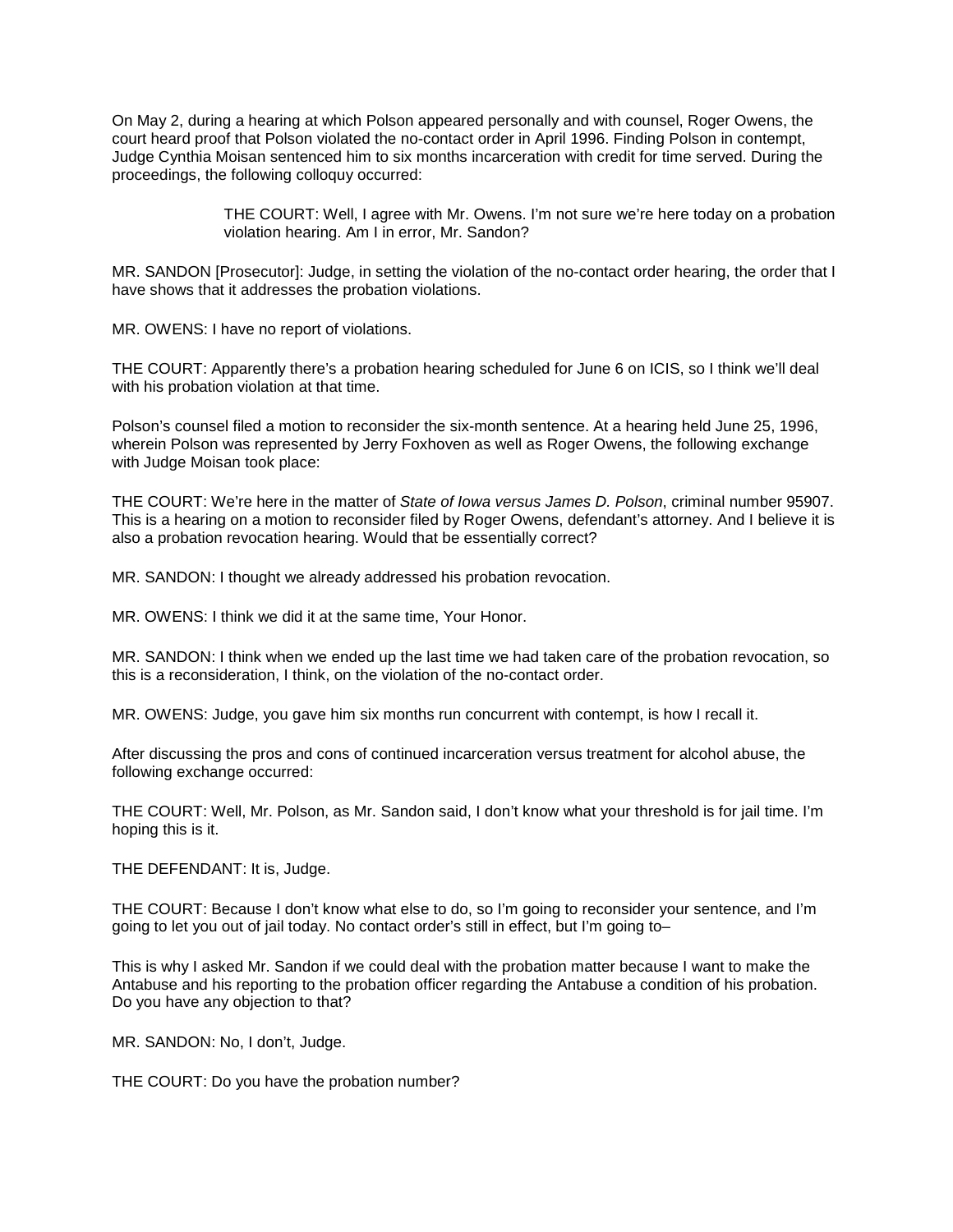On May 2, during a hearing at which Polson appeared personally and with counsel, Roger Owens, the court heard proof that Polson violated the no-contact order in April 1996. Finding Polson in contempt, Judge Cynthia Moisan sentenced him to six months incarceration with credit for time served. During the proceedings, the following colloquy occurred:

> THE COURT: Well, I agree with Mr. Owens. I'm not sure we're here today on a probation violation hearing. Am I in error, Mr. Sandon?

MR. SANDON [Prosecutor]: Judge, in setting the violation of the no-contact order hearing, the order that I have shows that it addresses the probation violations.

MR. OWENS: I have no report of violations.

THE COURT: Apparently there's a probation hearing scheduled for June 6 on ICIS, so I think we'll deal with his probation violation at that time.

Polson's counsel filed a motion to reconsider the six-month sentence. At a hearing held June 25, 1996, wherein Polson was represented by Jerry Foxhoven as well as Roger Owens, the following exchange with Judge Moisan took place:

THE COURT: We're here in the matter of *State of Iowa versus James D. Polson*, criminal number 95907. This is a hearing on a motion to reconsider filed by Roger Owens, defendant's attorney. And I believe it is also a probation revocation hearing. Would that be essentially correct?

MR. SANDON: I thought we already addressed his probation revocation.

MR. OWENS: I think we did it at the same time, Your Honor.

MR. SANDON: I think when we ended up the last time we had taken care of the probation revocation, so this is a reconsideration, I think, on the violation of the no-contact order.

MR. OWENS: Judge, you gave him six months run concurrent with contempt, is how I recall it.

After discussing the pros and cons of continued incarceration versus treatment for alcohol abuse, the following exchange occurred:

THE COURT: Well, Mr. Polson, as Mr. Sandon said, I don't know what your threshold is for jail time. I'm hoping this is it.

THE DEFENDANT: It is, Judge.

THE COURT: Because I don't know what else to do, so I'm going to reconsider your sentence, and I'm going to let you out of jail today. No contact order's still in effect, but I'm going to–

This is why I asked Mr. Sandon if we could deal with the probation matter because I want to make the Antabuse and his reporting to the probation officer regarding the Antabuse a condition of his probation. Do you have any objection to that?

MR. SANDON: No, I don't, Judge.

THE COURT: Do you have the probation number?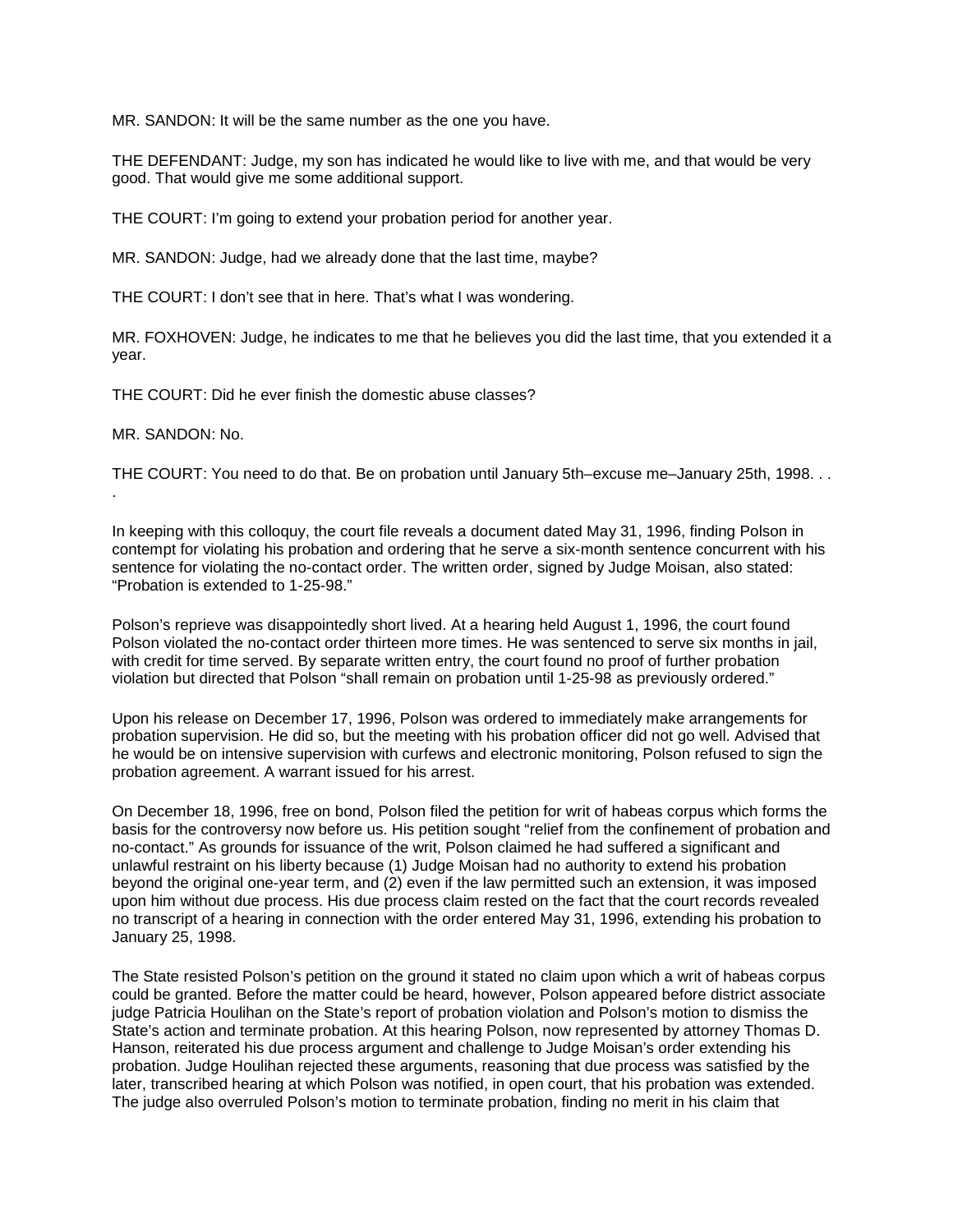MR. SANDON: It will be the same number as the one you have.

THE DEFENDANT: Judge, my son has indicated he would like to live with me, and that would be very good. That would give me some additional support.

THE COURT: I'm going to extend your probation period for another year.

MR. SANDON: Judge, had we already done that the last time, maybe?

THE COURT: I don't see that in here. That's what I was wondering.

MR. FOXHOVEN: Judge, he indicates to me that he believes you did the last time, that you extended it a year.

THE COURT: Did he ever finish the domestic abuse classes?

MR. SANDON: No.

THE COURT: You need to do that. Be on probation until January 5th–excuse me–January 25th, 1998. . . .

In keeping with this colloquy, the court file reveals a document dated May 31, 1996, finding Polson in contempt for violating his probation and ordering that he serve a six-month sentence concurrent with his sentence for violating the no-contact order. The written order, signed by Judge Moisan, also stated: "Probation is extended to 1-25-98."

Polson's reprieve was disappointedly short lived. At a hearing held August 1, 1996, the court found Polson violated the no-contact order thirteen more times. He was sentenced to serve six months in jail, with credit for time served. By separate written entry, the court found no proof of further probation violation but directed that Polson "shall remain on probation until 1-25-98 as previously ordered."

Upon his release on December 17, 1996, Polson was ordered to immediately make arrangements for probation supervision. He did so, but the meeting with his probation officer did not go well. Advised that he would be on intensive supervision with curfews and electronic monitoring, Polson refused to sign the probation agreement. A warrant issued for his arrest.

On December 18, 1996, free on bond, Polson filed the petition for writ of habeas corpus which forms the basis for the controversy now before us. His petition sought "relief from the confinement of probation and no-contact." As grounds for issuance of the writ, Polson claimed he had suffered a significant and unlawful restraint on his liberty because (1) Judge Moisan had no authority to extend his probation beyond the original one-year term, and (2) even if the law permitted such an extension, it was imposed upon him without due process. His due process claim rested on the fact that the court records revealed no transcript of a hearing in connection with the order entered May 31, 1996, extending his probation to January 25, 1998.

The State resisted Polson's petition on the ground it stated no claim upon which a writ of habeas corpus could be granted. Before the matter could be heard, however, Polson appeared before district associate judge Patricia Houlihan on the State's report of probation violation and Polson's motion to dismiss the State's action and terminate probation. At this hearing Polson, now represented by attorney Thomas D. Hanson, reiterated his due process argument and challenge to Judge Moisan's order extending his probation. Judge Houlihan rejected these arguments, reasoning that due process was satisfied by the later, transcribed hearing at which Polson was notified, in open court, that his probation was extended. The judge also overruled Polson's motion to terminate probation, finding no merit in his claim that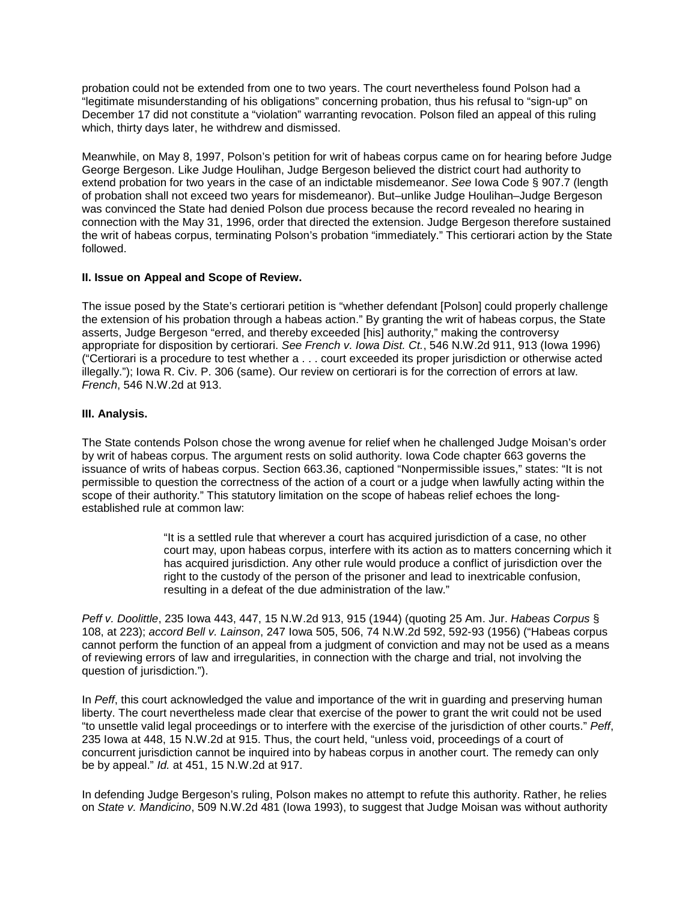probation could not be extended from one to two years. The court nevertheless found Polson had a "legitimate misunderstanding of his obligations" concerning probation, thus his refusal to "sign-up" on December 17 did not constitute a "violation" warranting revocation. Polson filed an appeal of this ruling which, thirty days later, he withdrew and dismissed.

Meanwhile, on May 8, 1997, Polson's petition for writ of habeas corpus came on for hearing before Judge George Bergeson. Like Judge Houlihan, Judge Bergeson believed the district court had authority to extend probation for two years in the case of an indictable misdemeanor. *See* Iowa Code § 907.7 (length of probation shall not exceed two years for misdemeanor). But–unlike Judge Houlihan–Judge Bergeson was convinced the State had denied Polson due process because the record revealed no hearing in connection with the May 31, 1996, order that directed the extension. Judge Bergeson therefore sustained the writ of habeas corpus, terminating Polson's probation "immediately." This certiorari action by the State followed.

**II. Issue on Appeal and Scope of Review.**

The issue posed by the State's certiorari petition is "whether defendant [Polson] could properly challenge the extension of his probation through a habeas action." By granting the writ of habeas corpus, the State asserts, Judge Bergeson "erred, and thereby exceeded [his] authority," making the controversy appropriate for disposition by certiorari. *See French v. Iowa Dist. Ct.*, 546 N.W.2d 911, 913 (Iowa 1996) ("Certiorari is a procedure to test whether a . . . court exceeded its proper jurisdiction or otherwise acted illegally."); Iowa R. Civ. P. 306 (same). Our review on certiorari is for the correction of errors at law. *French*, 546 N.W.2d at 913.

**III. Analysis.**

The State contends Polson chose the wrong avenue for relief when he challenged Judge Moisan's order by writ of habeas corpus. The argument rests on solid authority. Iowa Code chapter 663 governs the issuance of writs of habeas corpus. Section 663.36, captioned "Nonpermissible issues," states: "It is not permissible to question the correctness of the action of a court or a judge when lawfully acting within the scope of their authority." This statutory limitation on the scope of habeas relief echoes the long-established rule at common law:

> "It is a settled rule that wherever a court has acquired jurisdiction of a case, no other court may, upon habeas corpus, interfere with its action as to matters concerning which it has acquired jurisdiction. Any other rule would produce a conflict of jurisdiction over the right to the custody of the person of the prisoner and lead to inextricable confusion, resulting in a defeat of the due administration of the law."

*Peff v. Doolittle*, 235 Iowa 443, 447, 15 N.W.2d 913, 915 (1944) (quoting 25 Am. Jur. *Habeas Corpus* § 108, at 223); *accord Bell v. Lainson*, 247 Iowa 505, 506, 74 N.W.2d 592, 592-93 (1956) ("Habeas corpus cannot perform the function of an appeal from a judgment of conviction and may not be used as a means of reviewing errors of law and irregularities, in connection with the charge and trial, not involving the question of jurisdiction.").

In *Peff*, this court acknowledged the value and importance of the writ in guarding and preserving human liberty. The court nevertheless made clear that exercise of the power to grant the writ could not be used "to unsettle valid legal proceedings or to interfere with the exercise of the jurisdiction of other courts." *Peff*, 235 Iowa at 448, 15 N.W.2d at 915. Thus, the court held, "unless void, proceedings of a court of concurrent jurisdiction cannot be inquired into by habeas corpus in another court. The remedy can only be by appeal." *Id.* at 451, 15 N.W.2d at 917.

In defending Judge Bergeson's ruling, Polson makes no attempt to refute this authority. Rather, he relies on *State v. Mandicino*, 509 N.W.2d 481 (Iowa 1993), to suggest that Judge Moisan was without authority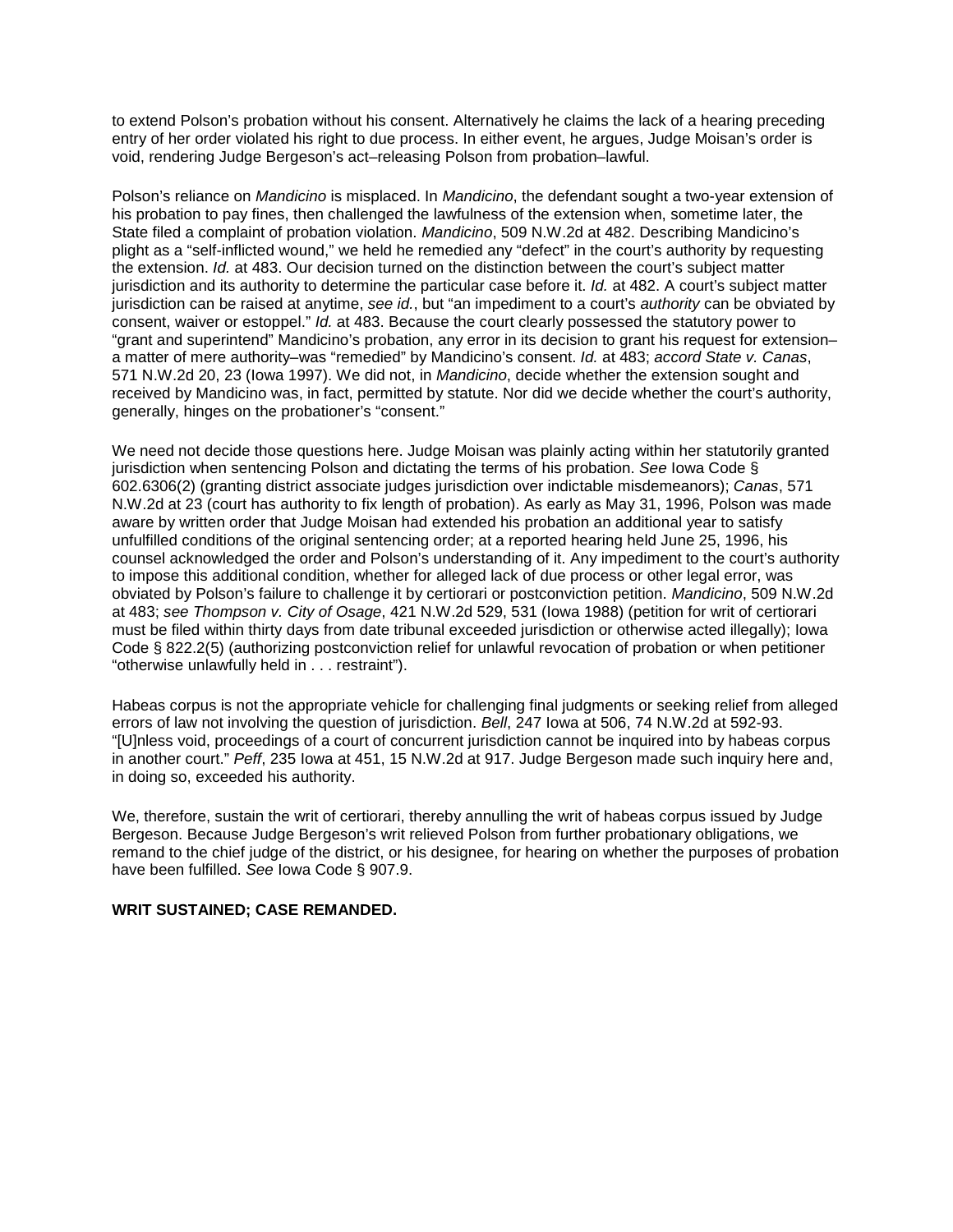to extend Polson's probation without his consent. Alternatively he claims the lack of a hearing preceding entry of her order violated his right to due process. In either event, he argues, Judge Moisan's order is void, rendering Judge Bergeson's act–releasing Polson from probation–lawful.

Polson's reliance on *Mandicino* is misplaced. In *Mandicino*, the defendant sought a two-year extension of his probation to pay fines, then challenged the lawfulness of the extension when, sometime later, the State filed a complaint of probation violation. *Mandicino*, 509 N.W.2d at 482. Describing Mandicino's plight as a "self-inflicted wound," we held he remedied any "defect" in the court's authority by requesting the extension. *Id.* at 483. Our decision turned on the distinction between the court's subject matter jurisdiction and its authority to determine the particular case before it. *Id.* at 482. A court's subject matter jurisdiction can be raised at anytime, *see id.*, but "an impediment to a court's *authority* can be obviated by consent, waiver or estoppel." *Id.* at 483. Because the court clearly possessed the statutory power to "grant and superintend" Mandicino's probation, any error in its decision to grant his request for extension–a matter of mere authority–was "remedied" by Mandicino's consent. *Id.* at 483; *accord State v. Canas*, 571 N.W.2d 20, 23 (Iowa 1997). We did not, in *Mandicino*, decide whether the extension sought and received by Mandicino was, in fact, permitted by statute. Nor did we decide whether the court's authority, generally, hinges on the probationer's "consent."

We need not decide those questions here. Judge Moisan was plainly acting within her statutorily granted jurisdiction when sentencing Polson and dictating the terms of his probation. *See* Iowa Code § 602.6306(2) (granting district associate judges jurisdiction over indictable misdemeanors); *Canas*, 571 N.W.2d at 23 (court has authority to fix length of probation). As early as May 31, 1996, Polson was made aware by written order that Judge Moisan had extended his probation an additional year to satisfy unfulfilled conditions of the original sentencing order; at a reported hearing held June 25, 1996, his counsel acknowledged the order and Polson's understanding of it. Any impediment to the court's authority to impose this additional condition, whether for alleged lack of due process or other legal error, was obviated by Polson's failure to challenge it by certiorari or postconviction petition. *Mandicino*, 509 N.W.2d at 483; *see Thompson v. City of Osage*, 421 N.W.2d 529, 531 (Iowa 1988) (petition for writ of certiorari must be filed within thirty days from date tribunal exceeded jurisdiction or otherwise acted illegally); Iowa Code § 822.2(5) (authorizing postconviction relief for unlawful revocation of probation or when petitioner "otherwise unlawfully held in . . . restraint").

Habeas corpus is not the appropriate vehicle for challenging final judgments or seeking relief from alleged errors of law not involving the question of jurisdiction. *Bell*, 247 Iowa at 506, 74 N.W.2d at 592-93. "[U]nless void, proceedings of a court of concurrent jurisdiction cannot be inquired into by habeas corpus in another court." *Peff*, 235 Iowa at 451, 15 N.W.2d at 917. Judge Bergeson made such inquiry here and, in doing so, exceeded his authority.

We, therefore, sustain the writ of certiorari, thereby annulling the writ of habeas corpus issued by Judge Bergeson. Because Judge Bergeson's writ relieved Polson from further probationary obligations, we remand to the chief judge of the district, or his designee, for hearing on whether the purposes of probation have been fulfilled. *See* Iowa Code § 907.9.

**WRIT SUSTAINED; CASE REMANDED.**